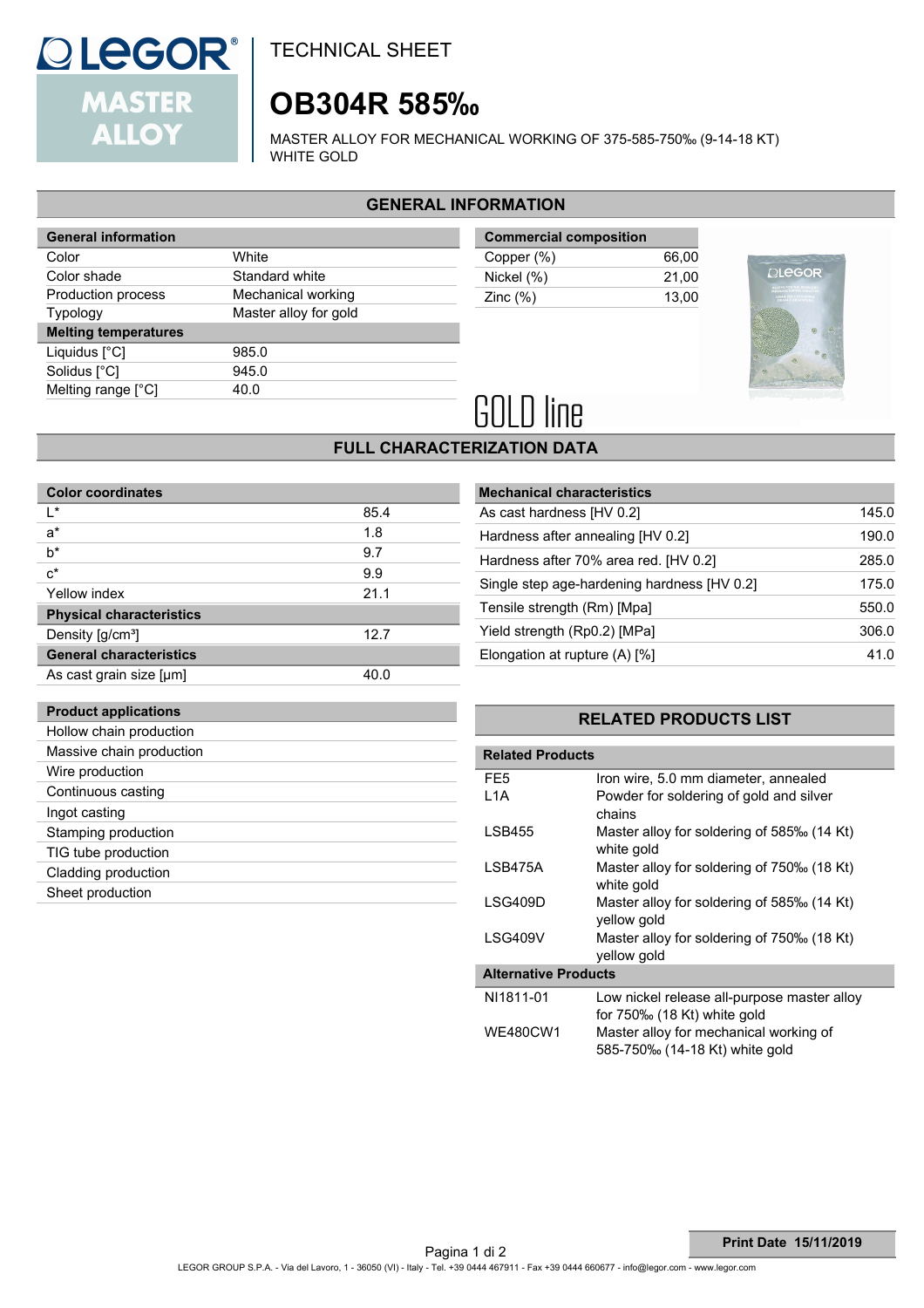TECHNICAL SHEET

# OB304R 585‰

MASTER ALLOY FOR MECHANICAL WORKING OF 375-585-750‰ (9-14-18 KT) WHITE GOLD

## GENERAL INFORMATION

| General information | |
|---|---|
| Color | White |
| Color shade | Standard white |
| Production process | Mechanical working |
| Typology | Master alloy for gold |
| **Melting temperatures** | |
| Liquidus [°C] | 985.0 |
| Solidus [°C] | 945.0 |
| Melting range [°C] | 40.0 |

| Commercial composition | |
|---|---|
| Copper (%) | 66,00 |
| Nickel (%) | 21,00 |
| Zinc (%) | 13,00 |

GOLD line

## FULL CHARACTERIZATION DATA

| Color coordinates | |
|---|---|
| L* | 85.4 |
| a* | 1.8 |
| b* | 9.7 |
| c* | 9.9 |
| Yellow index | 21.1 |
| **Physical characteristics** | |
| Density [g/cm³] | 12.7 |
| **General characteristics** | |
| As cast grain size [µm] | 40.0 |

| Mechanical characteristics | |
|---|---|
| As cast hardness [HV 0.2] | 145.0 |
| Hardness after annealing [HV 0.2] | 190.0 |
| Hardness after 70% area red. [HV 0.2] | 285.0 |
| Single step age-hardening hardness [HV 0.2] | 175.0 |
| Tensile strength (Rm) [Mpa] | 550.0 |
| Yield strength (Rp0.2) [MPa] | 306.0 |
| Elongation at rupture (A) [%] | 41.0 |

| Product applications |
|---|
| Hollow chain production |
| Massive chain production |
| Wire production |
| Continuous casting |
| Ingot casting |
| Stamping production |
| TIG tube production |
| Cladding production |
| Sheet production |

## RELATED PRODUCTS LIST

| Related Products | |
|---|---|
| FE5 | Iron wire, 5.0 mm diameter, annealed |
| L1A | Powder for soldering of gold and silver chains |
| LSB455 | Master alloy for soldering of 585‰ (14 Kt) white gold |
| LSB475A | Master alloy for soldering of 750‰ (18 Kt) white gold |
| LSG409D | Master alloy for soldering of 585‰ (14 Kt) yellow gold |
| LSG409V | Master alloy for soldering of 750‰ (18 Kt) yellow gold |
| **Alternative Products** | |
| NI1811-01 | Low nickel release all-purpose master alloy for 750‰ (18 Kt) white gold |
| WE480CW1 | Master alloy for mechanical working of 585-750‰ (14-18 Kt) white gold |

Print Date 15/11/2019

LEGOR GROUP S.P.A. - Via del Lavoro, 1 - 36050 (VI) - Italy - Tel. +39 0444 467911 - Fax +39 0444 660677 - info@legor.com - www.legor.com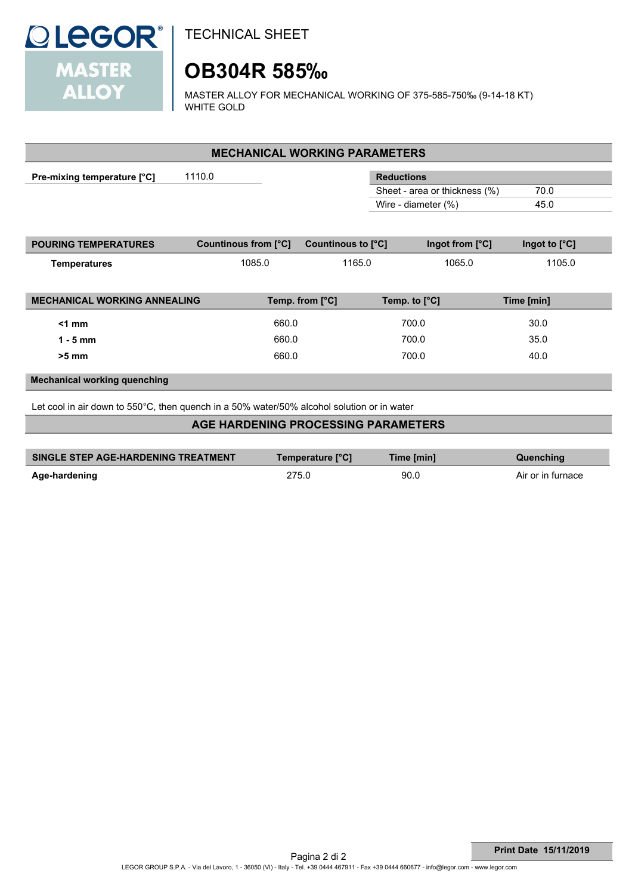LEGOR MASTER ALLOY

TECHNICAL SHEET

# OB304R 585‰

MASTER ALLOY FOR MECHANICAL WORKING OF 375-585-750‰ (9-14-18 KT) WHITE GOLD

## MECHANICAL WORKING PARAMETERS

**Pre-mixing temperature [°C]** 1110.0

| Reductions | |
|---|---|
| Sheet - area or thickness (%) | 70.0 |
| Wire - diameter (%) | 45.0 |

| POURING TEMPERATURES | Countinous from [°C] | Countinous to [°C] | Ingot from [°C] | Ingot to [°C] |
|---|---|---|---|---|
| **Temperatures** | 1085.0 | 1165.0 | 1065.0 | 1105.0 |

| MECHANICAL WORKING ANNEALING | Temp. from [°C] | Temp. to [°C] | Time [min] |
|---|---|---|---|
| **<1 mm** | 660.0 | 700.0 | 30.0 |
| **1 - 5 mm** | 660.0 | 700.0 | 35.0 |
| **>5 mm** | 660.0 | 700.0 | 40.0 |

**Mechanical working quenching**

Let cool in air down to 550°C, then quench in a 50% water/50% alcohol solution or in water

## AGE HARDENING PROCESSING PARAMETERS

| SINGLE STEP AGE-HARDENING TREATMENT | Temperature [°C] | Time [min] | Quenching |
|---|---|---|---|
| **Age-hardening** | 275.0 | 90.0 | Air or in furnace |

**Print Date 15/11/2019**

LEGOR GROUP S.P.A. - Via del Lavoro, 1 - 36050 (VI) - Italy - Tel. +39 0444 467911 - Fax +39 0444 660677 - info@legor.com - www.legor.com